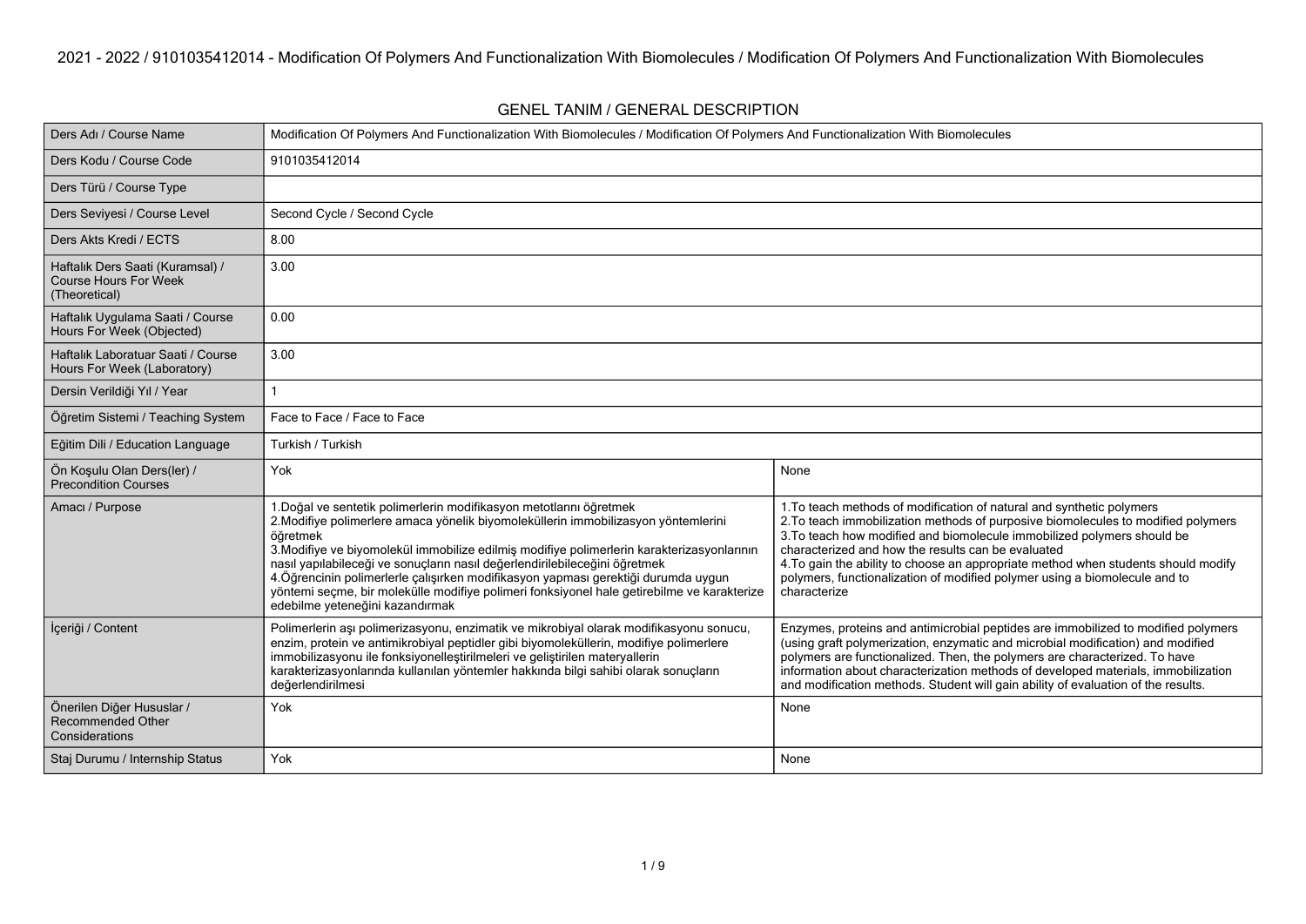# 2021 - 2022 / 9101035412014 - Modification Of Polymers And Functionalization With Biomolecules / Modification Of Polymers And Functionalization With Biomolecules

## GENEL TANIM / GENERAL DESCRIPTION

| | | |
|---|---|---|
| Ders Adı / Course Name | Modification Of Polymers And Functionalization With Biomolecules / Modification Of Polymers And Functionalization With Biomolecules | |
| Ders Kodu / Course Code | 9101035412014 | |
| Ders Türü / Course Type | | |
| Ders Seviyesi / Course Level | Second Cycle / Second Cycle | |
| Ders Akts Kredi / ECTS | 8.00 | |
| Haftalık Ders Saati (Kuramsal) / Course Hours For Week (Theoretical) | 3.00 | |
| Haftalık Uygulama Saati / Course Hours For Week (Objected) | 0.00 | |
| Haftalık Laboratuar Saati / Course Hours For Week (Laboratory) | 3.00 | |
| Dersin Verildiği Yıl / Year | 1 | |
| Öğretim Sistemi / Teaching System | Face to Face / Face to Face | |
| Eğitim Dili / Education Language | Turkish / Turkish | |
| Ön Koşulu Olan Ders(ler) / Precondition Courses | Yok | None |
| Amacı / Purpose | 1.Doğal ve sentetik polimerlerin modifikasyon metotlarını öğretmek<br>2.Modifiye polimerlere amaca yönelik biyomoleküllerin immobilizasyon yöntemlerini öğretmek<br>3.Modifiye ve biyomolekül immobilize edilmiş modifiye polimerlerin karakterizasyonlarının nasıl yapılabileceği ve sonuçların nasıl değerlendirilebileceğini öğretmek<br>4.Öğrencinin polimerlerle çalışırken modifikasyon yapması gerektiği durumda uygun yöntemi seçme, bir molekülle modifiye polimeri fonksiyonel hale getirebilme ve karakterize edebilme yeteneğini kazandırmak | 1.To teach methods of modification of natural and synthetic polymers<br>2.To teach immobilization methods of purposive biomolecules to modified polymers<br>3.To teach how modified and biomolecule immobilized polymers should be characterized and how the results can be evaluated<br>4.To gain the ability to choose an appropriate method when students should modify polymers, functionalization of modified polymer using a biomolecule and to characterize |
| İçeriği / Content | Polimerlerin aşı polimerizasyonu, enzimatik ve mikrobiyal olarak modifikasyonu sonucu, enzim, protein ve antimikrobiyal peptidler gibi biyomoleküllerin, modifiye polimerlere immobilizasyonu ile fonksiyonelleştirilmeleri ve geliştirilen materyallerin karakterizasyonlarında kullanılan yöntemler hakkında bilgi sahibi olarak sonuçların değerlendirilmesi | Enzymes, proteins and antimicrobial peptides are immobilized to modified polymers (using graft polymerization, enzymatic and microbial modification) and modified polymers are functionalized. Then, the polymers are characterized. To have information about characterization methods of developed materials, immobilization and modification methods. Student will gain ability of evaluation of the results. |
| Önerilen Diğer Hususlar / Recommended Other Considerations | Yok | None |
| Staj Durumu / Internship Status | Yok | None |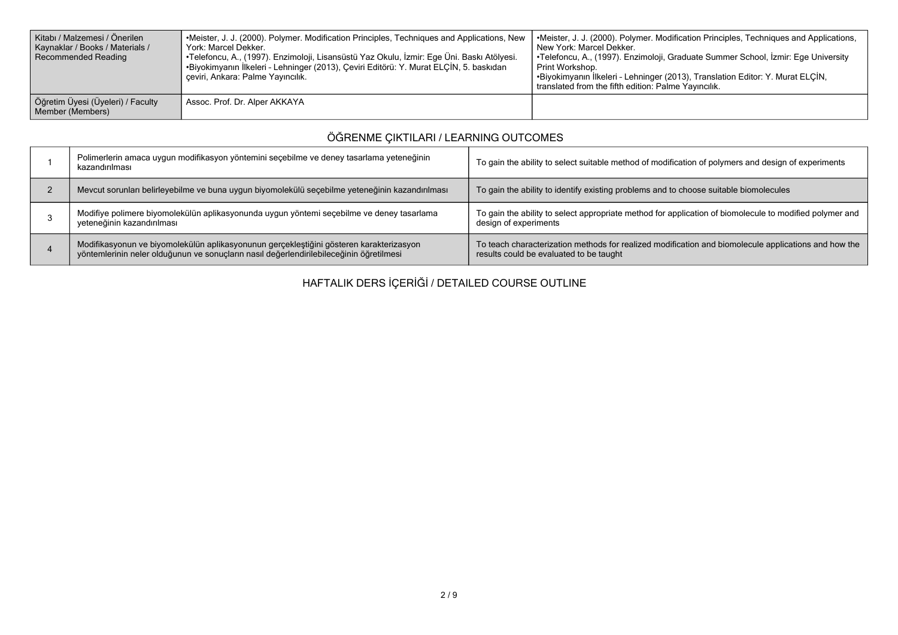| Kitabı / Malzemesi / Önerilen Kaynaklar / Books / Materials / Recommended Reading | •Meister, J. J. (2000). Polymer. Modification Principles, Techniques and Applications, New York: Marcel Dekker.<br>•Telefoncu, A., (1997). Enzimoloji, Lisansüstü Yaz Okulu, İzmir: Ege Üni. Baskı Atölyesi.<br>•Biyokimyanın İlkeleri - Lehninger (2013), Çeviri Editörü: Y. Murat ELÇİN, 5. baskıdan çeviri, Ankara: Palme Yayıncılık. | •Meister, J. J. (2000). Polymer. Modification Principles, Techniques and Applications, New York: Marcel Dekker.<br>•Telefoncu, A., (1997). Enzimoloji, Graduate Summer School, İzmir: Ege University Print Workshop.<br>•Biyokimyanın İlkeleri - Lehninger (2013), Translation Editor: Y. Murat ELÇİN, translated from the fifth edition: Palme Yayıncılık. |
|---|---|---|
| Öğretim Üyesi (Üyeleri) / Faculty Member (Members) | Assoc. Prof. Dr. Alper AKKAYA | |

## ÖĞRENME ÇIKTILARI / LEARNING OUTCOMES

| | | |
|---|---|---|
| 1 | Polimerlerin amaca uygun modifikasyon yöntemini seçebilme ve deney tasarlama yeteneğinin kazandırılması | To gain the ability to select suitable method of modification of polymers and design of experiments |
| 2 | Mevcut sorunları belirleyebilme ve buna uygun biyomolekülü seçebilme yeteneğinin kazandırılması | To gain the ability to identify existing problems and to choose suitable biomolecules |
| 3 | Modifiye polimere biyomolekülün aplikasyonunda uygun yöntemi seçebilme ve deney tasarlama yeteneğinin kazandırılması | To gain the ability to select appropriate method for application of biomolecule to modified polymer and design of experiments |
| 4 | Modifikasyonun ve biyomolekülün aplikasyonunun gerçekleştiğini gösteren karakterizasyon yöntemlerinin neler olduğunun ve sonuçların nasıl değerlendirilebileceğinin öğretilmesi | To teach characterization methods for realized modification and biomolecule applications and how the results could be evaluated to be taught |

## HAFTALIK DERS İÇERİĞİ / DETAILED COURSE OUTLINE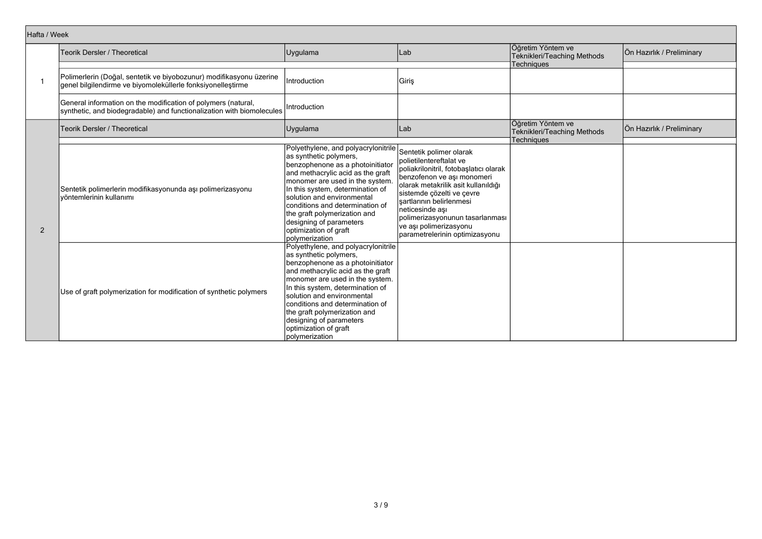| Hafta / Week | Teorik Dersler / Theoretical | Uygulama | Lab | Öğretim Yöntem ve Teknikleri/Teaching Methods Techniques | Ön Hazırlık / Preliminary |
|---|---|---|---|---|---|
| 1 | Polimerlerin (Doğal, sentetik ve biyobozunur) modifikasyonu üzerine genel bilgilendirme ve biyomoleküllerle fonksiyonelleştirme | Introduction | Giriş | | |
| | General information on the modification of polymers (natural, synthetic, and biodegradable) and functionalization with biomolecules | Introduction | | | |
| | Teorik Dersler / Theoretical | Uygulama | Lab | Öğretim Yöntem ve Teknikleri/Teaching Methods Techniques | Ön Hazırlık / Preliminary |
| 2 | Sentetik polimerlerin modifikasyonunda aşı polimerizasyonu yöntemlerinin kullanımı | Polyethylene, and polyacrylonitrile as synthetic polymers, benzophenone as a photoinitiator and methacrylic acid as the graft monomer are used in the system. In this system, determination of solution and environmental conditions and determination of the graft polymerization and designing of parameters optimization of graft polymerization | Sentetik polimer olarak polietilentereftalat ve poliakrilonitril, fotobaşlatıcı olarak benzofenon ve aşı monomeri olarak metakrilik asit kullanıldığı sistemde çözelti ve çevre şartlarının belirlenmesi neticesinde aşı polimerizasyonunun tasarlanması ve aşı polimerizasyonu parametrelerinin optimizasyonu | | |
| | Use of graft polymerization for modification of synthetic polymers | Polyethylene, and polyacrylonitrile as synthetic polymers, benzophenone as a photoinitiator and methacrylic acid as the graft monomer are used in the system. In this system, determination of solution and environmental conditions and determination of the graft polymerization and designing of parameters optimization of graft polymerization | | | |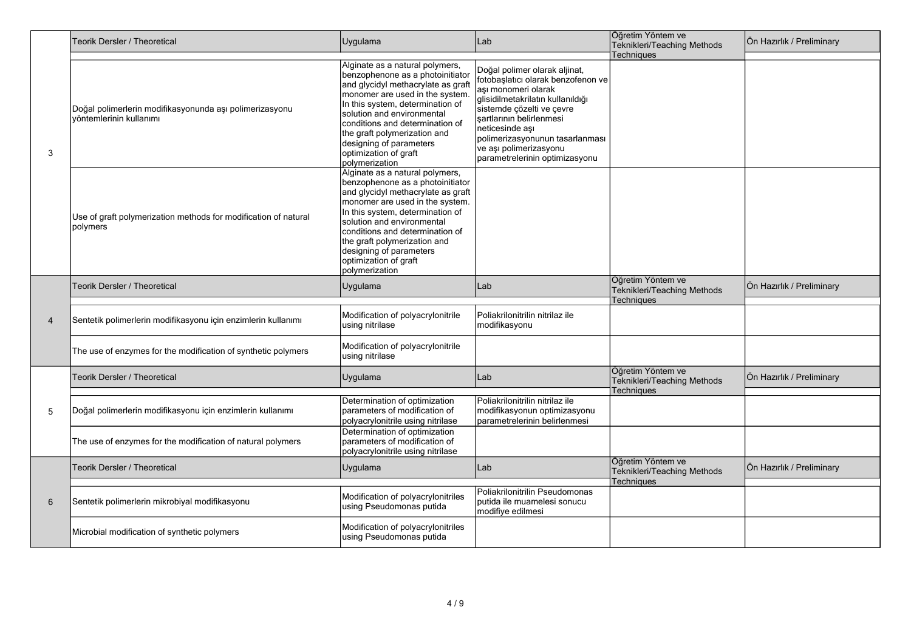| | Teorik Dersler / Theoretical | Uygulama | Lab | Öğretim Yöntem ve Teknikleri/Teaching Methods Techniques | Ön Hazırlık / Preliminary |
|---|---|---|---|---|---|
| 3 | Doğal polimerlerin modifikasyonunda aşı polimerizasyonu yöntemlerinin kullanımı | Alginate as a natural polymers, benzophenone as a photoinitiator and glycidyl methacrylate as graft monomer are used in the system. In this system, determination of solution and environmental conditions and determination of the graft polymerization and designing of parameters optimization of graft polymerization | Doğal polimer olarak aljinat, fotobaşlatıcı olarak benzofenon ve aşı monomeri olarak glisidilmetakrilatın kullanıldığı sistemde çözelti ve çevre şartlarının belirlenmesi neticesinde aşı polimerizasyonunun tasarlanması ve aşı polimerizasyonu parametrelerinin optimizasyonu | | |
| | Use of graft polymerization methods for modification of natural polymers | Alginate as a natural polymers, benzophenone as a photoinitiator and glycidyl methacrylate as graft monomer are used in the system. In this system, determination of solution and environmental conditions and determination of the graft polymerization and designing of parameters optimization of graft polymerization | | | |
| | Teorik Dersler / Theoretical | Uygulama | Lab | Öğretim Yöntem ve Teknikleri/Teaching Methods Techniques | Ön Hazırlık / Preliminary |
| 4 | Sentetik polimerlerin modifikasyonu için enzimlerin kullanımı | Modification of polyacrylonitrile using nitrilase | Poliakrilonitrilin nitrilaz ile modifikasyonu | | |
| | The use of enzymes for the modification of synthetic polymers | Modification of polyacrylonitrile using nitrilase | | | |
| | Teorik Dersler / Theoretical | Uygulama | Lab | Öğretim Yöntem ve Teknikleri/Teaching Methods Techniques | Ön Hazırlık / Preliminary |
| 5 | Doğal polimerlerin modifikasyonu için enzimlerin kullanımı | Determination of optimization parameters of modification of polyacrylonitrile using nitrilase | Poliakrilonitrilin nitrilaz ile modifikasyonun optimizasyonu parametrelerinin belirlenmesi | | |
| | The use of enzymes for the modification of natural polymers | Determination of optimization parameters of modification of polyacrylonitrile using nitrilase | | | |
| | Teorik Dersler / Theoretical | Uygulama | Lab | Öğretim Yöntem ve Teknikleri/Teaching Methods Techniques | Ön Hazırlık / Preliminary |
| 6 | Sentetik polimerlerin mikrobiyal modifikasyonu | Modification of polyacrylonitriles using Pseudomonas putida | Poliakrilonitrilin Pseudomonas putida ile muamelesi sonucu modifiye edilmesi | | |
| | Microbial modification of synthetic polymers | Modification of polyacrylonitriles using Pseudomonas putida | | | |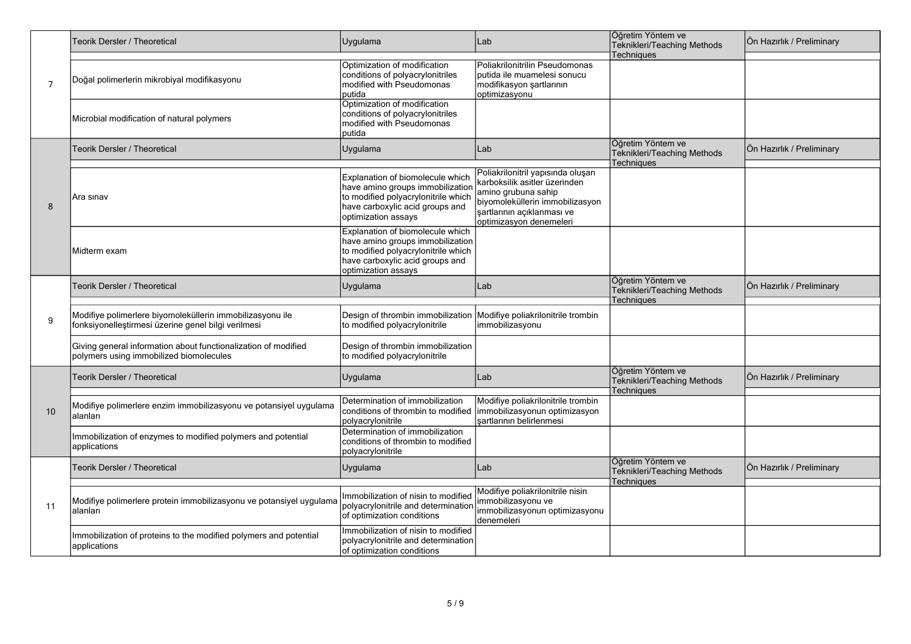| | Teorik Dersler / Theoretical | Uygulama | Lab | Öğretim Yöntem ve Teknikleri/Teaching Methods Techniques | Ön Hazırlık / Preliminary |
|---|---|---|---|---|---|
| 7 | Doğal polimerlerin mikrobiyal modifikasyonu | Optimization of modification conditions of polyacrylonitriles modified with Pseudomonas putida | Poliakrilonitrilin Pseudomonas putida ile muamelesi sonucu modifikasyon şartlarının optimizasyonu | | |
| | Microbial modification of natural polymers | Optimization of modification conditions of polyacrylonitriles modified with Pseudomonas putida | | | |
| | Teorik Dersler / Theoretical | Uygulama | Lab | Öğretim Yöntem ve Teknikleri/Teaching Methods Techniques | Ön Hazırlık / Preliminary |
| 8 | Ara sınav | Explanation of biomolecule which have amino groups immobilization to modified polyacrylonitrile which have carboxylic acid groups and optimization assays | Poliakrilonitril yapısında oluşan karboksilik asitler üzerinden amino grubuna sahip biyomoleküllerin immobilizasyon şartlarının açıklanması ve optimizasyon denemeleri | | |
| | Midterm exam | Explanation of biomolecule which have amino groups immobilization to modified polyacrylonitrile which have carboxylic acid groups and optimization assays | | | |
| | Teorik Dersler / Theoretical | Uygulama | Lab | Öğretim Yöntem ve Teknikleri/Teaching Methods Techniques | Ön Hazırlık / Preliminary |
| 9 | Modifiye polimerlere biyomoleküllerin immobilizasyonu ile fonksiyonelleştirmesi üzerine genel bilgi verilmesi | Design of thrombin immobilization to modified polyacrylonitrile | Modifiye poliakrilonitrile trombin immobilizasyonu | | |
| | Giving general information about functionalization of modified polymers using immobilized biomolecules | Design of thrombin immobilization to modified polyacrylonitrile | | | |
| | Teorik Dersler / Theoretical | Uygulama | Lab | Öğretim Yöntem ve Teknikleri/Teaching Methods Techniques | Ön Hazırlık / Preliminary |
| 10 | Modifiye polimerlere enzim immobilizasyonu ve potansiyel uygulama alanları | Determination of immobilization conditions of thrombin to modified polyacrylonitrile | Modifiye poliakrilonitrile trombin immobilizasyonun optimizasyon şartlarının belirlenmesi | | |
| | Immobilization of enzymes to modified polymers and potential applications | Determination of immobilization conditions of thrombin to modified polyacrylonitrile | | | |
| | Teorik Dersler / Theoretical | Uygulama | Lab | Öğretim Yöntem ve Teknikleri/Teaching Methods Techniques | Ön Hazırlık / Preliminary |
| 11 | Modifiye polimerlere protein immobilizasyonu ve potansiyel uygulama alanları | Immobilization of nisin to modified polyacrylonitrile and determination of optimization conditions | Modifiye poliakrilonitrile nisin immobilizasyonu ve immobilizasyonun optimizasyonu denemeleri | | |
| | Immobilization of proteins to the modified polymers and potential applications | Immobilization of nisin to modified polyacrylonitrile and determination of optimization conditions | | | |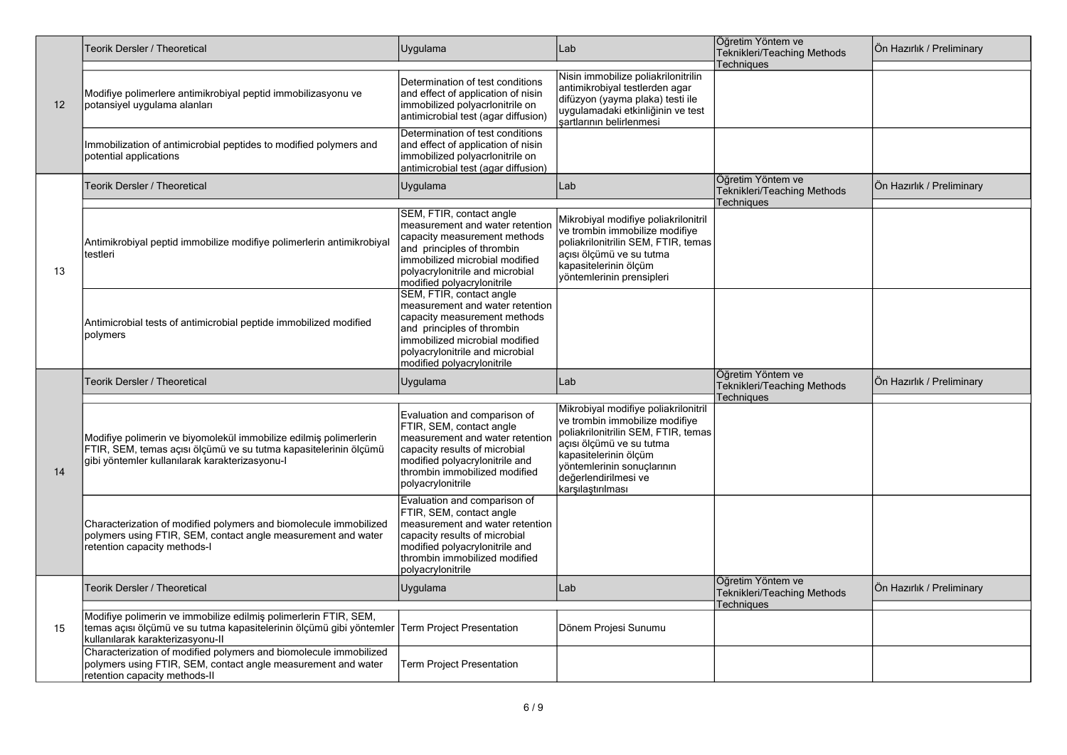| | Teorik Dersler / Theoretical | Uygulama | Lab | Öğretim Yöntem ve Teknikleri/Teaching Methods Techniques | Ön Hazırlık / Preliminary |
|---|---|---|---|---|---|
| 12 | Modifiye polimerlere antimikrobiyal peptid immobilizasyonu ve potansiyel uygulama alanları | Determination of test conditions and effect of application of nisin immobilized polyacrlonitrile on antimicrobial test (agar diffusion) | Nisin immobilize poliakrilonitrilin antimikrobiyal testlerden agar difüzyon (yayma plaka) testi ile uygulamadaki etkinliğinin ve test şartlarının belirlenmesi | | |
| | Immobilization of antimicrobial peptides to modified polymers and potential applications | Determination of test conditions and effect of application of nisin immobilized polyacrlonitrile on antimicrobial test (agar diffusion) | | | |
| | Teorik Dersler / Theoretical | Uygulama | Lab | Öğretim Yöntem ve Teknikleri/Teaching Methods Techniques | Ön Hazırlık / Preliminary |
| 13 | Antimikrobiyal peptid immobilize modifiye polimerlerin antimikrobiyal testleri | SEM, FTIR, contact angle measurement and water retention capacity measurement methods and principles of thrombin immobilized microbial modified polyacrylonitrile and microbial modified polyacrylonitrile | Mikrobiyal modifiye poliakrilonitril ve trombin immobilize modifiye poliakrilonitrilin SEM, FTIR, temas açısı ölçümü ve su tutma kapasitelerinin ölçüm yöntemlerinin prensipleri | | |
| | Antimicrobial tests of antimicrobial peptide immobilized modified polymers | SEM, FTIR, contact angle measurement and water retention capacity measurement methods and principles of thrombin immobilized microbial modified polyacrylonitrile and microbial modified polyacrylonitrile | | | |
| | Teorik Dersler / Theoretical | Uygulama | Lab | Öğretim Yöntem ve Teknikleri/Teaching Methods Techniques | Ön Hazırlık / Preliminary |
| 14 | Modifiye polimerin ve biyomolekül immobilize edilmiş polimerlerin FTIR, SEM, temas açısı ölçümü ve su tutma kapasitelerinin ölçümü gibi yöntemler kullanılarak karakterizasyonu-I | Evaluation and comparison of FTIR, SEM, contact angle measurement and water retention capacity results of microbial modified polyacrylonitrile and thrombin immobilized modified polyacrylonitrile | Mikrobiyal modifiye poliakrilonitril ve trombin immobilize modifiye poliakrilonitrilin SEM, FTIR, temas açısı ölçümü ve su tutma kapasitelerinin ölçüm yöntemlerinin sonuçlarının değerlendirilmesi ve karşılaştırılması | | |
| | Characterization of modified polymers and biomolecule immobilized polymers using FTIR, SEM, contact angle measurement and water retention capacity methods-I | Evaluation and comparison of FTIR, SEM, contact angle measurement and water retention capacity results of microbial modified polyacrylonitrile and thrombin immobilized modified polyacrylonitrile | | | |
| | Teorik Dersler / Theoretical | Uygulama | Lab | Öğretim Yöntem ve Teknikleri/Teaching Methods Techniques | Ön Hazırlık / Preliminary |
| 15 | Modifiye polimerin ve immobilize edilmiş polimerlerin FTIR, SEM, temas açısı ölçümü ve su tutma kapasitelerinin ölçümü gibi yöntemler kullanılarak karakterizasyonu-II | Term Project Presentation | Dönem Projesi Sunumu | | |
| | Characterization of modified polymers and biomolecule immobilized polymers using FTIR, SEM, contact angle measurement and water retention capacity methods-II | Term Project Presentation | | | |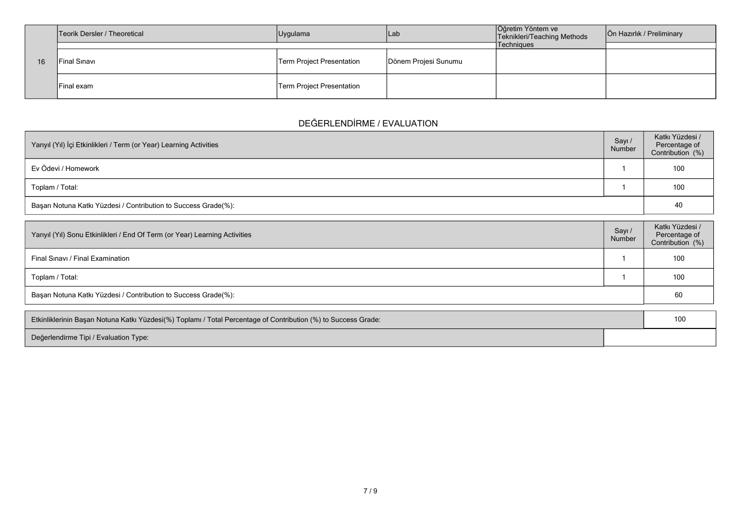| | Teorik Dersler / Theoretical | Uygulama | Lab | Öğretim Yöntem ve Teknikleri/Teaching Methods Techniques | Ön Hazırlık / Preliminary |
|---|---|---|---|---|---|
| 16 | Final Sınavı | Term Project Presentation | Dönem Projesi Sunumu | | |
| | Final exam | Term Project Presentation | | | |

## DEĞERLENDİRME / EVALUATION

| Yarıyıl (Yıl) İçi Etkinlikleri / Term (or Year) Learning Activities | Sayı / Number | Katkı Yüzdesi / Percentage of Contribution (%) |
|---|---|---|
| Ev Ödevi / Homework | 1 | 100 |
| Toplam / Total: | 1 | 100 |
| Başarı Notuna Katkı Yüzdesi / Contribution to Success Grade(%): | | 40 |

| Yarıyıl (Yıl) Sonu Etkinlikleri / End Of Term (or Year) Learning Activities | Sayı / Number | Katkı Yüzdesi / Percentage of Contribution (%) |
|---|---|---|
| Final Sınavı / Final Examination | 1 | 100 |
| Toplam / Total: | 1 | 100 |
| Başarı Notuna Katkı Yüzdesi / Contribution to Success Grade(%): | | 60 |

| Etkinliklerinin Başarı Notuna Katkı Yüzdesi(%) Toplamı / Total Percentage of Contribution (%) to Success Grade: | 100 |
|---|---|
| Değerlendirme Tipi / Evaluation Type: | |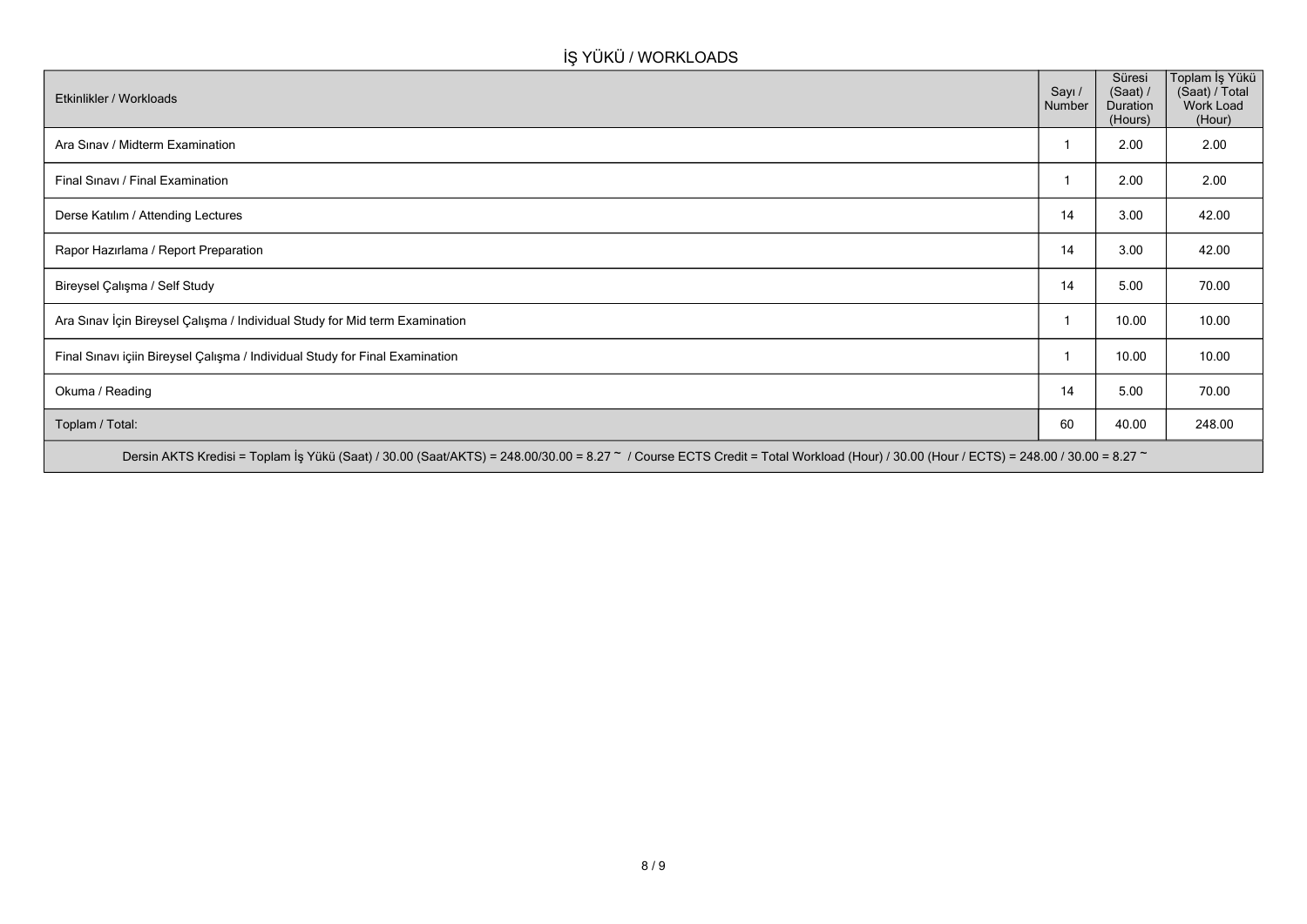## İŞ YÜKÜ / WORKLOADS

| Etkinlikler / Workloads | Sayı / Number | Süresi (Saat) / Duration (Hours) | Toplam İş Yükü (Saat) / Total Work Load (Hour) |
| --- | --- | --- | --- |
| Ara Sınav / Midterm Examination | 1 | 2.00 | 2.00 |
| Final Sınavı / Final Examination | 1 | 2.00 | 2.00 |
| Derse Katılım / Attending Lectures | 14 | 3.00 | 42.00 |
| Rapor Hazırlama / Report Preparation | 14 | 3.00 | 42.00 |
| Bireysel Çalışma / Self Study | 14 | 5.00 | 70.00 |
| Ara Sınav İçin Bireysel Çalışma / Individual Study for Mid term Examination | 1 | 10.00 | 10.00 |
| Final Sınavı içiin Bireysel Çalışma / Individual Study for Final Examination | 1 | 10.00 | 10.00 |
| Okuma / Reading | 14 | 5.00 | 70.00 |
| Toplam / Total: | 60 | 40.00 | 248.00 |

Dersin AKTS Kredisi = Toplam İş Yükü (Saat) / 30.00 (Saat/AKTS) = 248.00/30.00 = 8.27 ~ / Course ECTS Credit = Total Workload (Hour) / 30.00 (Hour / ECTS) = 248.00 / 30.00 = 8.27 ~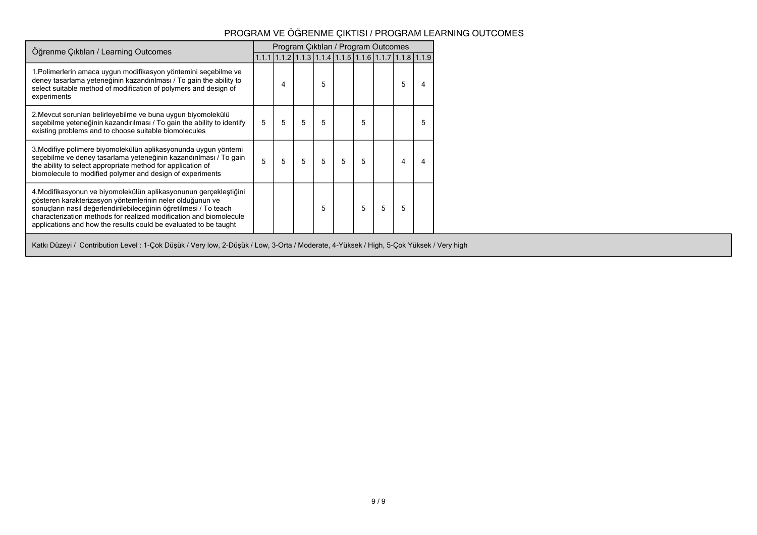## PROGRAM VE ÖĞRENME ÇIKTISI / PROGRAM LEARNING OUTCOMES

| Öğrenme Çıktıları / Learning Outcomes | Program Çıktıları / Program Outcomes | | | | | | | | |
|---|---|---|---|---|---|---|---|---|---|
| | 1.1.1 | 1.1.2 | 1.1.3 | 1.1.4 | 1.1.5 | 1.1.6 | 1.1.7 | 1.1.8 | 1.1.9 |
| 1.Polimerlerin amaca uygun modifikasyon yöntemini seçebilme ve deney tasarlama yeteneğinin kazandırılması / To gain the ability to select suitable method of modification of polymers and design of experiments | | 4 | | 5 | | | | 5 | 4 |
| 2.Mevcut sorunları belirleyebilme ve buna uygun biyomolekülü seçebilme yeteneğinin kazandırılması / To gain the ability to identify existing problems and to choose suitable biomolecules | 5 | 5 | 5 | 5 | | 5 | | | 5 |
| 3.Modifiye polimere biyomolekülün aplikasyonunda uygun yöntemi seçebilme ve deney tasarlama yeteneğinin kazandırılması / To gain the ability to select appropriate method for application of biomolecule to modified polymer and design of experiments | 5 | 5 | 5 | 5 | 5 | 5 | | 4 | 4 |
| 4.Modifikasyonun ve biyomolekülün aplikasyonunun gerçekleştiğini gösteren karakterizasyon yöntemlerinin neler olduğunun ve sonuçların nasıl değerlendirilebileceğinin öğretilmesi / To teach characterization methods for realized modification and biomolecule applications and how the results could be evaluated to be taught | | | | 5 | | 5 | 5 | 5 | |

Katkı Düzeyi / Contribution Level : 1-Çok Düşük / Very low, 2-Düşük / Low, 3-Orta / Moderate, 4-Yüksek / High, 5-Çok Yüksek / Very high